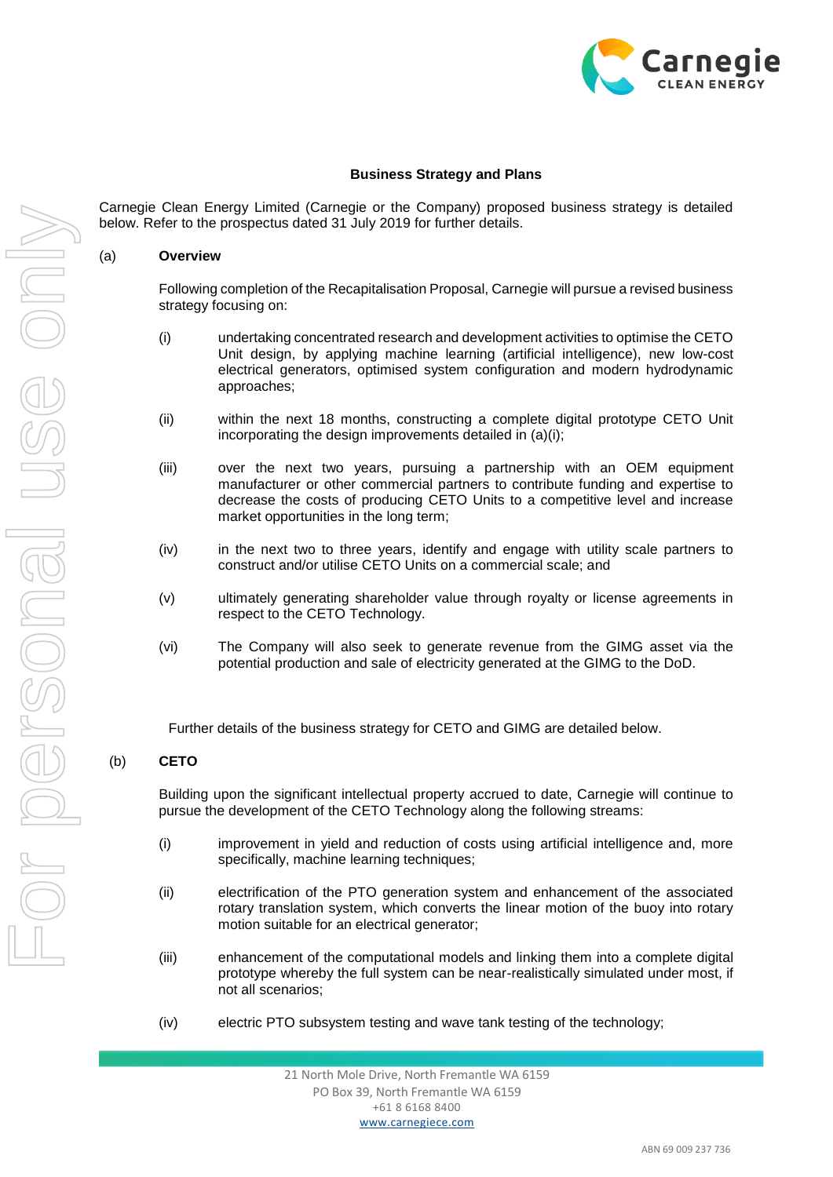## Business Strategy and Plans

Carnegie Clean Energy Limited (Carnegie or the Company) proposed business strategy is detailed below. Refer to the prospectus dated 31 July 2019 for further details.

(a) **Overview**

Following completion of the Recapitalisation Proposal, Carnegie will pursue a revised business strategy focusing on:

(i) undertaking concentrated research and development activities to optimise the CETO Unit design, by applying machine learning (artificial intelligence), new low-cost electrical generators, optimised system configuration and modern hydrodynamic approaches;

(ii) within the next 18 months, constructing a complete digital prototype CETO Unit incorporating the design improvements detailed in (a)(i);

(iii) over the next two years, pursuing a partnership with an OEM equipment manufacturer or other commercial partners to contribute funding and expertise to decrease the costs of producing CETO Units to a competitive level and increase market opportunities in the long term;

(iv) in the next two to three years, identify and engage with utility scale partners to construct and/or utilise CETO Units on a commercial scale; and

(v) ultimately generating shareholder value through royalty or license agreements in respect to the CETO Technology.

(vi) The Company will also seek to generate revenue from the GIMG asset via the potential production and sale of electricity generated at the GIMG to the DoD.

Further details of the business strategy for CETO and GIMG are detailed below.

(b) **CETO**

Building upon the significant intellectual property accrued to date, Carnegie will continue to pursue the development of the CETO Technology along the following streams:

(i) improvement in yield and reduction of costs using artificial intelligence and, more specifically, machine learning techniques;

(ii) electrification of the PTO generation system and enhancement of the associated rotary translation system, which converts the linear motion of the buoy into rotary motion suitable for an electrical generator;

(iii) enhancement of the computational models and linking them into a complete digital prototype whereby the full system can be near-realistically simulated under most, if not all scenarios;

(iv) electric PTO subsystem testing and wave tank testing of the technology;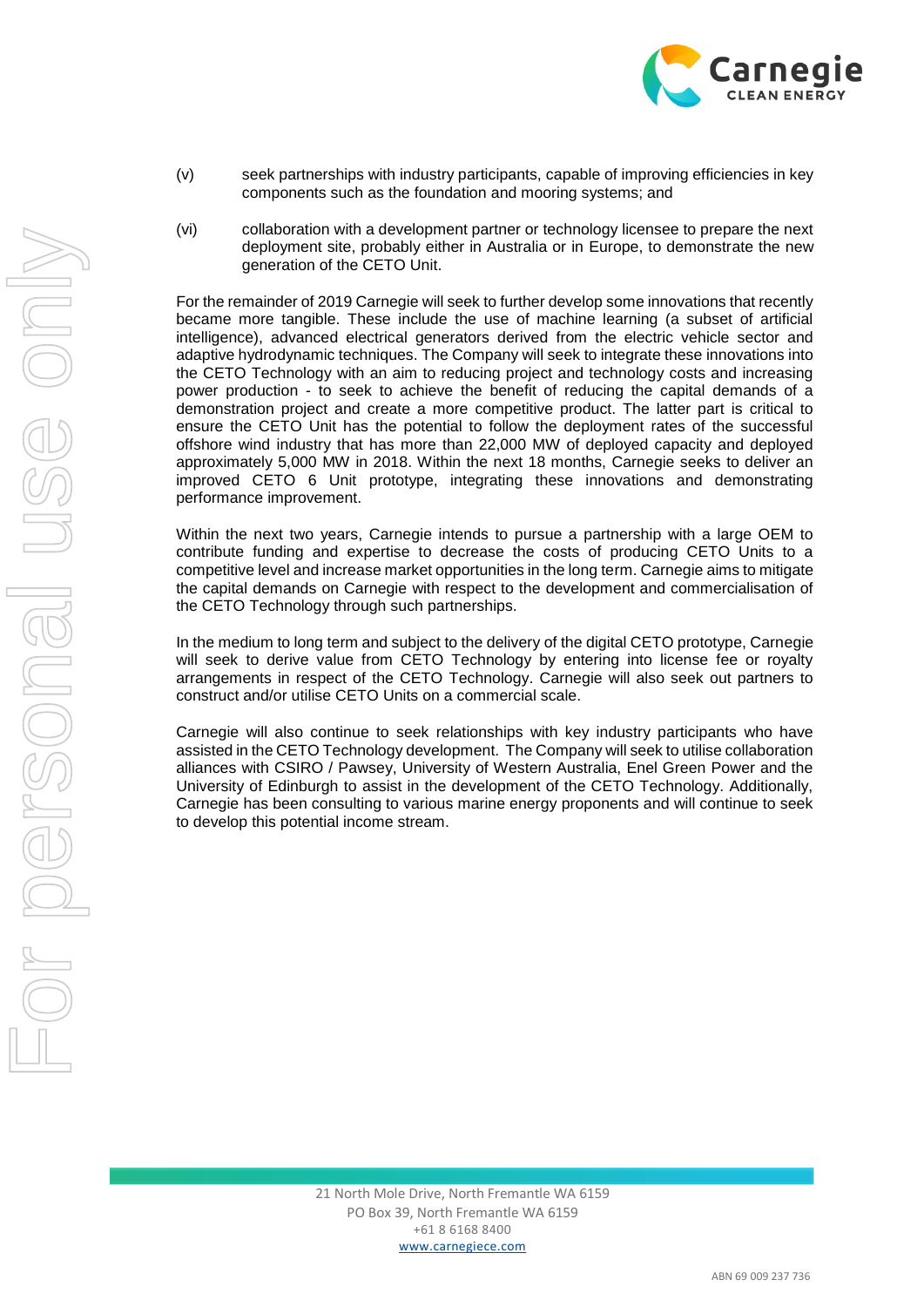(v) seek partnerships with industry participants, capable of improving efficiencies in key components such as the foundation and mooring systems; and

(vi) collaboration with a development partner or technology licensee to prepare the next deployment site, probably either in Australia or in Europe, to demonstrate the new generation of the CETO Unit.

For the remainder of 2019 Carnegie will seek to further develop some innovations that recently became more tangible. These include the use of machine learning (a subset of artificial intelligence), advanced electrical generators derived from the electric vehicle sector and adaptive hydrodynamic techniques. The Company will seek to integrate these innovations into the CETO Technology with an aim to reducing project and technology costs and increasing power production - to seek to achieve the benefit of reducing the capital demands of a demonstration project and create a more competitive product. The latter part is critical to ensure the CETO Unit has the potential to follow the deployment rates of the successful offshore wind industry that has more than 22,000 MW of deployed capacity and deployed approximately 5,000 MW in 2018. Within the next 18 months, Carnegie seeks to deliver an improved CETO 6 Unit prototype, integrating these innovations and demonstrating performance improvement.

Within the next two years, Carnegie intends to pursue a partnership with a large OEM to contribute funding and expertise to decrease the costs of producing CETO Units to a competitive level and increase market opportunities in the long term. Carnegie aims to mitigate the capital demands on Carnegie with respect to the development and commercialisation of the CETO Technology through such partnerships.

In the medium to long term and subject to the delivery of the digital CETO prototype, Carnegie will seek to derive value from CETO Technology by entering into license fee or royalty arrangements in respect of the CETO Technology. Carnegie will also seek out partners to construct and/or utilise CETO Units on a commercial scale.

Carnegie will also continue to seek relationships with key industry participants who have assisted in the CETO Technology development. The Company will seek to utilise collaboration alliances with CSIRO / Pawsey, University of Western Australia, Enel Green Power and the University of Edinburgh to assist in the development of the CETO Technology. Additionally, Carnegie has been consulting to various marine energy proponents and will continue to seek to develop this potential income stream.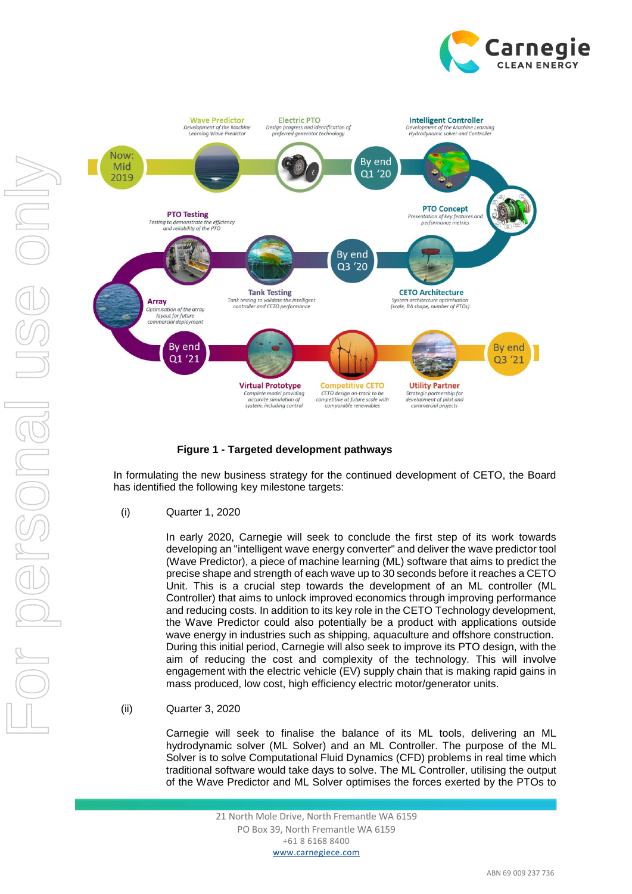Figure 1 - Targeted development pathways

In formulating the new business strategy for the continued development of CETO, the Board has identified the following key milestone targets:

(i) Quarter 1, 2020

In early 2020, Carnegie will seek to conclude the first step of its work towards developing an "intelligent wave energy converter" and deliver the wave predictor tool (Wave Predictor), a piece of machine learning (ML) software that aims to predict the precise shape and strength of each wave up to 30 seconds before it reaches a CETO Unit. This is a crucial step towards the development of an ML controller (ML Controller) that aims to unlock improved economics through improving performance and reducing costs. In addition to its key role in the CETO Technology development, the Wave Predictor could also potentially be a product with applications outside wave energy in industries such as shipping, aquaculture and offshore construction. During this initial period, Carnegie will also seek to improve its PTO design, with the aim of reducing the cost and complexity of the technology. This will involve engagement with the electric vehicle (EV) supply chain that is making rapid gains in mass produced, low cost, high efficiency electric motor/generator units.

(ii) Quarter 3, 2020

Carnegie will seek to finalise the balance of its ML tools, delivering an ML hydrodynamic solver (ML Solver) and an ML Controller. The purpose of the ML Solver is to solve Computational Fluid Dynamics (CFD) problems in real time which traditional software would take days to solve. The ML Controller, utilising the output of the Wave Predictor and ML Solver optimises the forces exerted by the PTOs to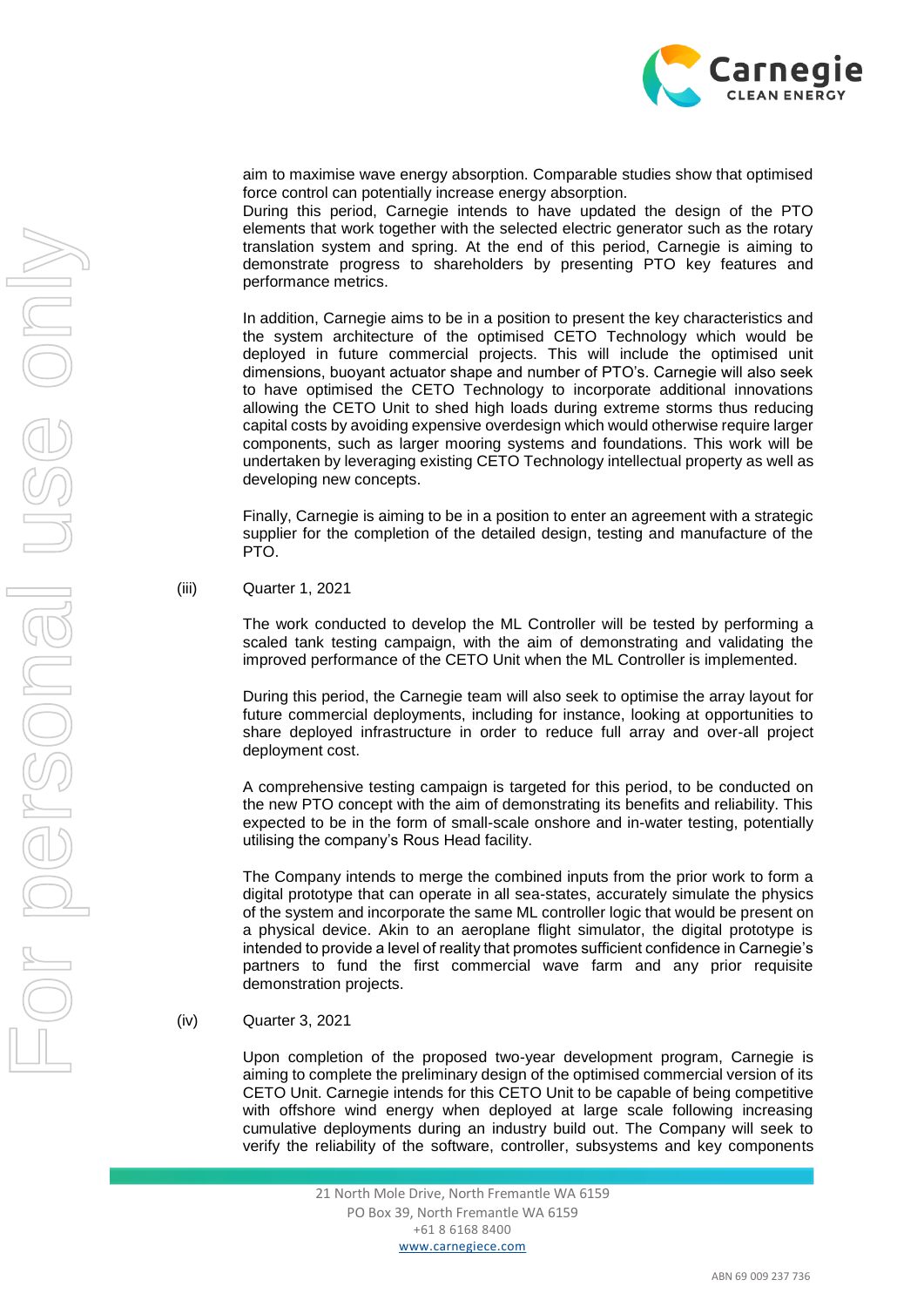aim to maximise wave energy absorption. Comparable studies show that optimised force control can potentially increase energy absorption.
During this period, Carnegie intends to have updated the design of the PTO elements that work together with the selected electric generator such as the rotary translation system and spring. At the end of this period, Carnegie is aiming to demonstrate progress to shareholders by presenting PTO key features and performance metrics.

In addition, Carnegie aims to be in a position to present the key characteristics and the system architecture of the optimised CETO Technology which would be deployed in future commercial projects. This will include the optimised unit dimensions, buoyant actuator shape and number of PTO's. Carnegie will also seek to have optimised the CETO Technology to incorporate additional innovations allowing the CETO Unit to shed high loads during extreme storms thus reducing capital costs by avoiding expensive overdesign which would otherwise require larger components, such as larger mooring systems and foundations. This work will be undertaken by leveraging existing CETO Technology intellectual property as well as developing new concepts.

Finally, Carnegie is aiming to be in a position to enter an agreement with a strategic supplier for the completion of the detailed design, testing and manufacture of the PTO.

(iii) Quarter 1, 2021

The work conducted to develop the ML Controller will be tested by performing a scaled tank testing campaign, with the aim of demonstrating and validating the improved performance of the CETO Unit when the ML Controller is implemented.

During this period, the Carnegie team will also seek to optimise the array layout for future commercial deployments, including for instance, looking at opportunities to share deployed infrastructure in order to reduce full array and over-all project deployment cost.

A comprehensive testing campaign is targeted for this period, to be conducted on the new PTO concept with the aim of demonstrating its benefits and reliability. This expected to be in the form of small-scale onshore and in-water testing, potentially utilising the company's Rous Head facility.

The Company intends to merge the combined inputs from the prior work to form a digital prototype that can operate in all sea-states, accurately simulate the physics of the system and incorporate the same ML controller logic that would be present on a physical device. Akin to an aeroplane flight simulator, the digital prototype is intended to provide a level of reality that promotes sufficient confidence in Carnegie's partners to fund the first commercial wave farm and any prior requisite demonstration projects.

(iv) Quarter 3, 2021

Upon completion of the proposed two-year development program, Carnegie is aiming to complete the preliminary design of the optimised commercial version of its CETO Unit. Carnegie intends for this CETO Unit to be capable of being competitive with offshore wind energy when deployed at large scale following increasing cumulative deployments during an industry build out. The Company will seek to verify the reliability of the software, controller, subsystems and key components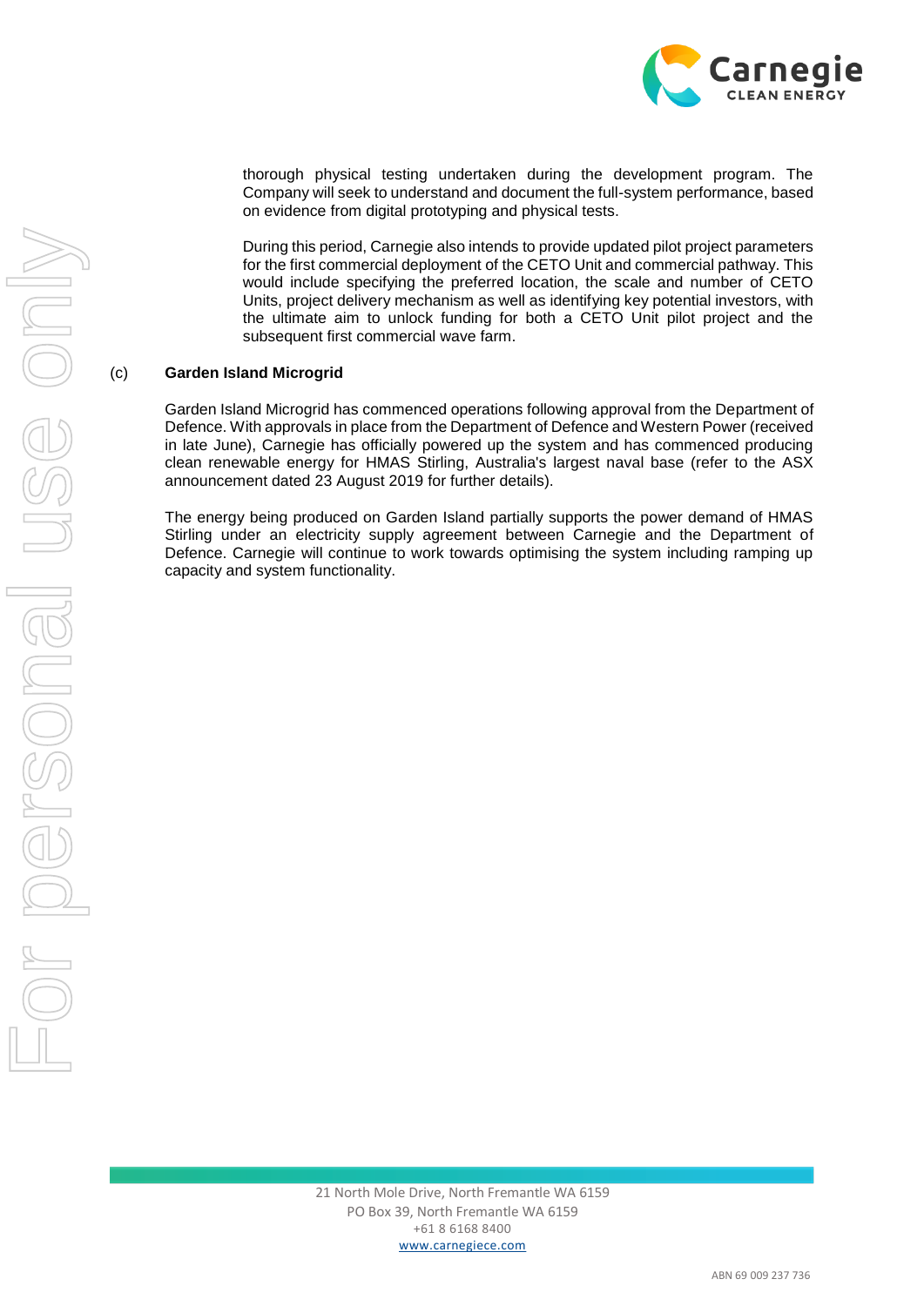thorough physical testing undertaken during the development program. The Company will seek to understand and document the full-system performance, based on evidence from digital prototyping and physical tests.

During this period, Carnegie also intends to provide updated pilot project parameters for the first commercial deployment of the CETO Unit and commercial pathway. This would include specifying the preferred location, the scale and number of CETO Units, project delivery mechanism as well as identifying key potential investors, with the ultimate aim to unlock funding for both a CETO Unit pilot project and the subsequent first commercial wave farm.

(c) **Garden Island Microgrid**

Garden Island Microgrid has commenced operations following approval from the Department of Defence. With approvals in place from the Department of Defence and Western Power (received in late June), Carnegie has officially powered up the system and has commenced producing clean renewable energy for HMAS Stirling, Australia's largest naval base (refer to the ASX announcement dated 23 August 2019 for further details).

The energy being produced on Garden Island partially supports the power demand of HMAS Stirling under an electricity supply agreement between Carnegie and the Department of Defence. Carnegie will continue to work towards optimising the system including ramping up capacity and system functionality.